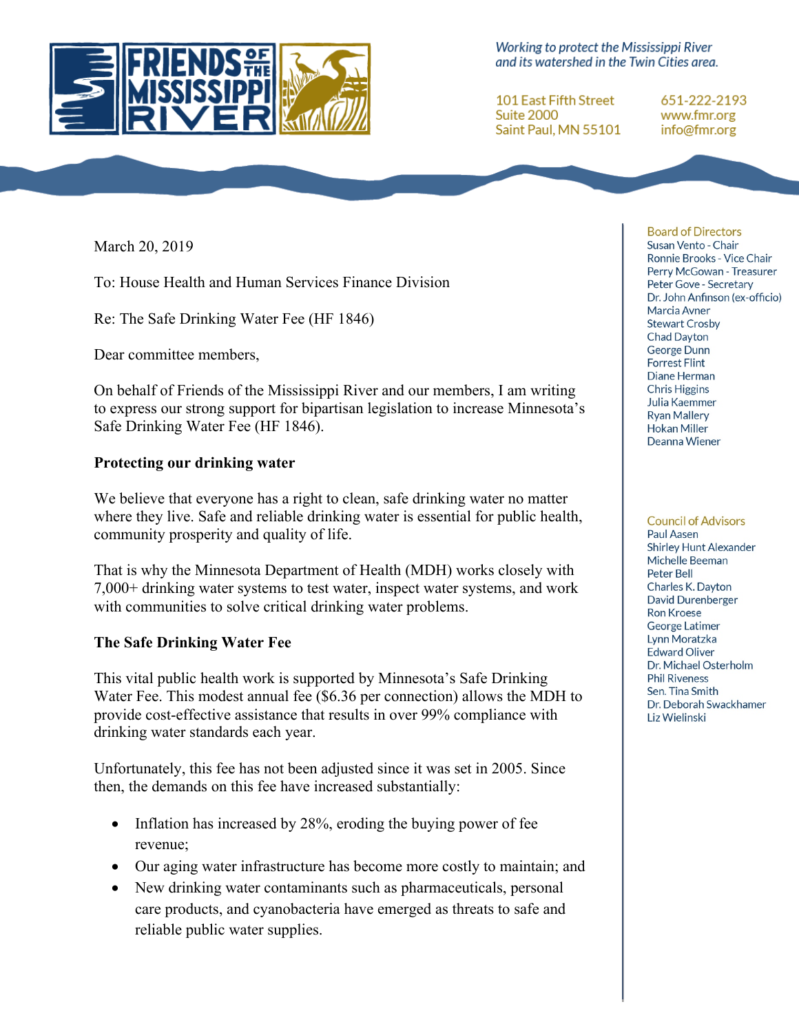**FRIENDS OF THE MISSISSIPPI RIVER**

*Working to protect the Mississippi River and its watershed in the Twin Cities area.*

101 East Fifth Street
Suite 2000
Saint Paul, MN 55101

651-222-2193
www.fmr.org
info@fmr.org

March 20, 2019

To: House Health and Human Services Finance Division

Re: The Safe Drinking Water Fee (HF 1846)

Dear committee members,

On behalf of Friends of the Mississippi River and our members, I am writing to express our strong support for bipartisan legislation to increase Minnesota's Safe Drinking Water Fee (HF 1846).

**Protecting our drinking water**

We believe that everyone has a right to clean, safe drinking water no matter where they live. Safe and reliable drinking water is essential for public health, community prosperity and quality of life.

That is why the Minnesota Department of Health (MDH) works closely with 7,000+ drinking water systems to test water, inspect water systems, and work with communities to solve critical drinking water problems.

**The Safe Drinking Water Fee**

This vital public health work is supported by Minnesota's Safe Drinking Water Fee. This modest annual fee ($6.36 per connection) allows the MDH to provide cost-effective assistance that results in over 99% compliance with drinking water standards each year.

Unfortunately, this fee has not been adjusted since it was set in 2005. Since then, the demands on this fee have increased substantially:

- Inflation has increased by 28%, eroding the buying power of fee revenue;
- Our aging water infrastructure has become more costly to maintain; and
- New drinking water contaminants such as pharmaceuticals, personal care products, and cyanobacteria have emerged as threats to safe and reliable public water supplies.

**Board of Directors**
Susan Vento - Chair
Ronnie Brooks - Vice Chair
Perry McGowan - Treasurer
Peter Gove - Secretary
Dr. John Anfinson (ex-officio)
Marcia Avner
Stewart Crosby
Chad Dayton
George Dunn
Forrest Flint
Diane Herman
Chris Higgins
Julia Kaemmer
Ryan Mallery
Hokan Miller
Deanna Wiener

**Council of Advisors**
Paul Aasen
Shirley Hunt Alexander
Michelle Beeman
Peter Bell
Charles K. Dayton
David Durenberger
Ron Kroese
George Latimer
Lynn Moratzka
Edward Oliver
Dr. Michael Osterholm
Phil Riveness
Sen. Tina Smith
Dr. Deborah Swackhamer
Liz Wielinski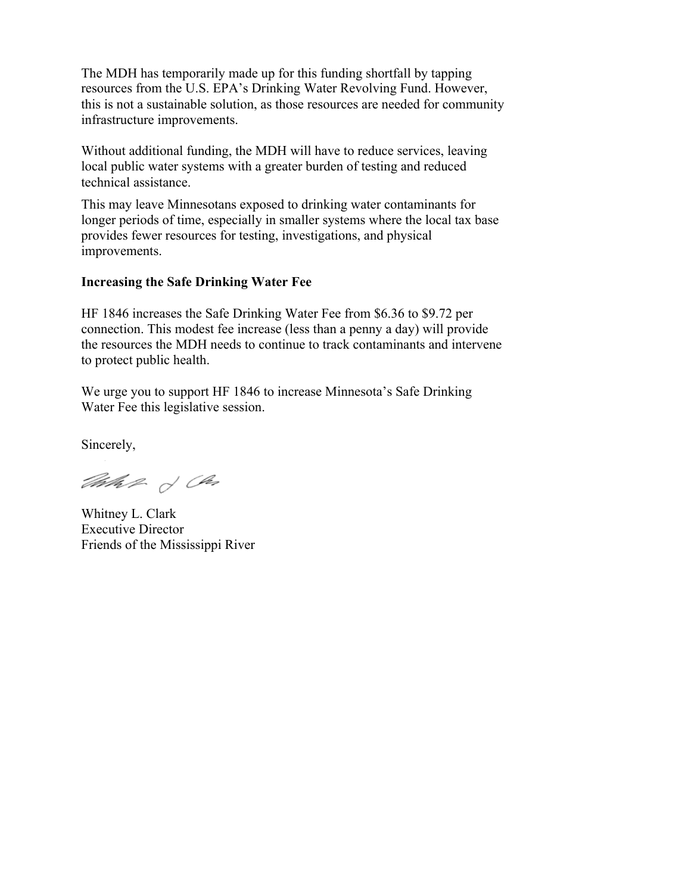The MDH has temporarily made up for this funding shortfall by tapping resources from the U.S. EPA's Drinking Water Revolving Fund. However, this is not a sustainable solution, as those resources are needed for community infrastructure improvements.

Without additional funding, the MDH will have to reduce services, leaving local public water systems with a greater burden of testing and reduced technical assistance.

This may leave Minnesotans exposed to drinking water contaminants for longer periods of time, especially in smaller systems where the local tax base provides fewer resources for testing, investigations, and physical improvements.

**Increasing the Safe Drinking Water Fee**

HF 1846 increases the Safe Drinking Water Fee from $6.36 to $9.72 per connection. This modest fee increase (less than a penny a day) will provide the resources the MDH needs to continue to track contaminants and intervene to protect public health.

We urge you to support HF 1846 to increase Minnesota's Safe Drinking Water Fee this legislative session.

Sincerely,

Whitney L. Clark
Executive Director
Friends of the Mississippi River